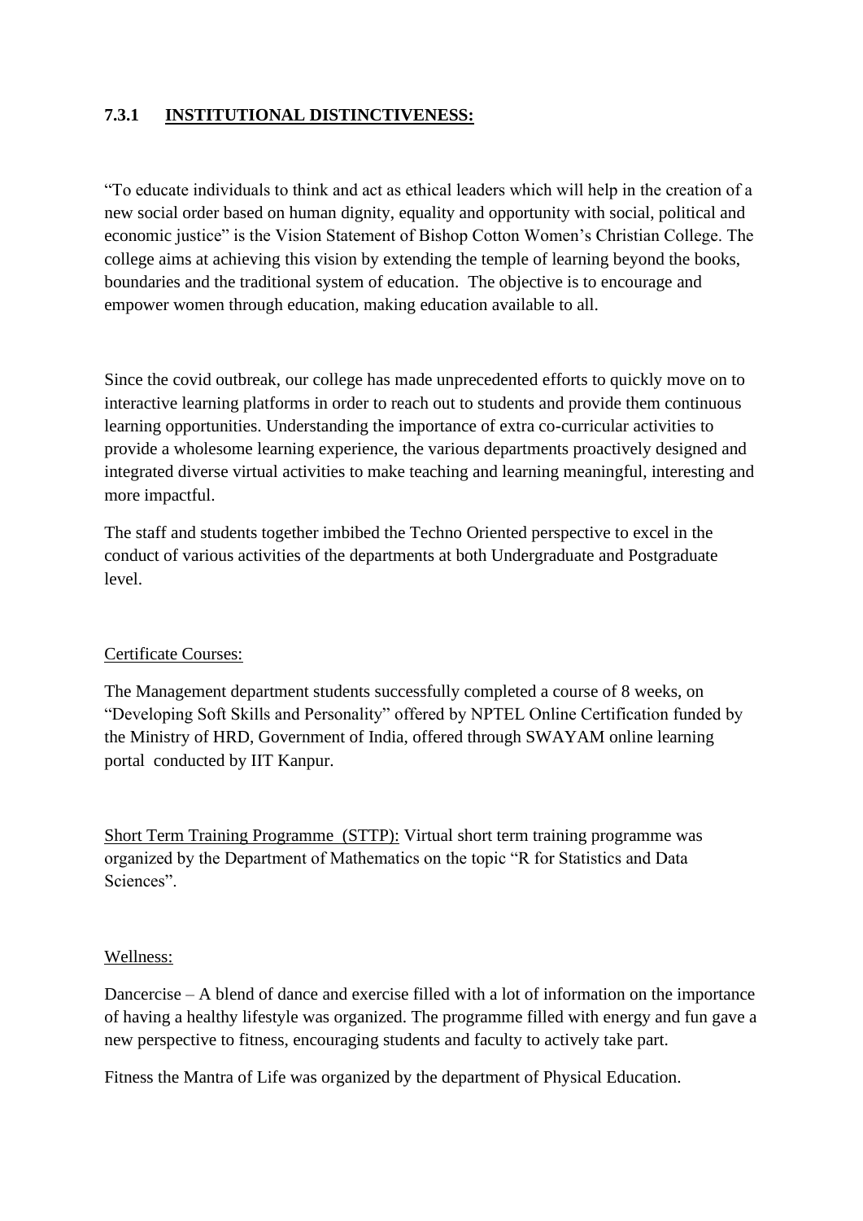### 7.3.1 INSTITUTIONAL DISTINCTIVENESS:

"To educate individuals to think and act as ethical leaders which will help in the creation of a new social order based on human dignity, equality and opportunity with social, political and economic justice" is the Vision Statement of Bishop Cotton Women's Christian College. The college aims at achieving this vision by extending the temple of learning beyond the books, boundaries and the traditional system of education. The objective is to encourage and empower women through education, making education available to all.

Since the covid outbreak, our college has made unprecedented efforts to quickly move on to interactive learning platforms in order to reach out to students and provide them continuous learning opportunities. Understanding the importance of extra co-curricular activities to provide a wholesome learning experience, the various departments proactively designed and integrated diverse virtual activities to make teaching and learning meaningful, interesting and more impactful.

The staff and students together imbibed the Techno Oriented perspective to excel in the conduct of various activities of the departments at both Undergraduate and Postgraduate level.

Certificate Courses:

The Management department students successfully completed a course of 8 weeks, on "Developing Soft Skills and Personality" offered by NPTEL Online Certification funded by the Ministry of HRD, Government of India, offered through SWAYAM online learning portal conducted by IIT Kanpur.

Short Term Training Programme (STTP): Virtual short term training programme was organized by the Department of Mathematics on the topic "R for Statistics and Data Sciences".

Wellness:

Dancercise – A blend of dance and exercise filled with a lot of information on the importance of having a healthy lifestyle was organized. The programme filled with energy and fun gave a new perspective to fitness, encouraging students and faculty to actively take part.

Fitness the Mantra of Life was organized by the department of Physical Education.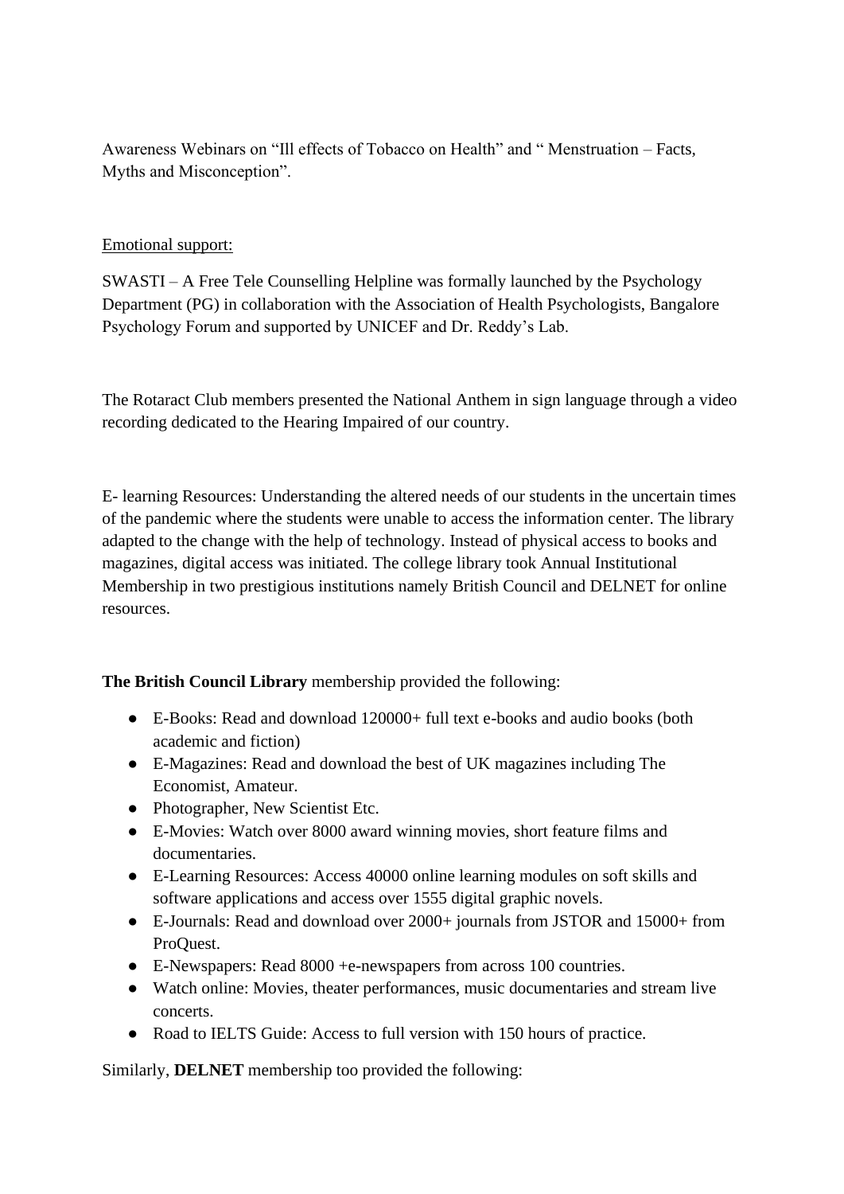Awareness Webinars on "Ill effects of Tobacco on Health" and " Menstruation – Facts, Myths and Misconception".

<u>Emotional support:</u>

SWASTI – A Free Tele Counselling Helpline was formally launched by the Psychology Department (PG) in collaboration with the Association of Health Psychologists, Bangalore Psychology Forum and supported by UNICEF and Dr. Reddy's Lab.

The Rotaract Club members presented the National Anthem in sign language through a video recording dedicated to the Hearing Impaired of our country.

E- learning Resources: Understanding the altered needs of our students in the uncertain times of the pandemic where the students were unable to access the information center. The library adapted to the change with the help of technology. Instead of physical access to books and magazines, digital access was initiated. The college library took Annual Institutional Membership in two prestigious institutions namely British Council and DELNET for online resources.

**The British Council Library** membership provided the following:

- E-Books: Read and download 120000+ full text e-books and audio books (both academic and fiction)
- E-Magazines: Read and download the best of UK magazines including The Economist, Amateur.
- Photographer, New Scientist Etc.
- E-Movies: Watch over 8000 award winning movies, short feature films and documentaries.
- E-Learning Resources: Access 40000 online learning modules on soft skills and software applications and access over 1555 digital graphic novels.
- E-Journals: Read and download over 2000+ journals from JSTOR and 15000+ from ProQuest.
- E-Newspapers: Read 8000 +e-newspapers from across 100 countries.
- Watch online: Movies, theater performances, music documentaries and stream live concerts.
- Road to IELTS Guide: Access to full version with 150 hours of practice.

Similarly, **DELNET** membership too provided the following: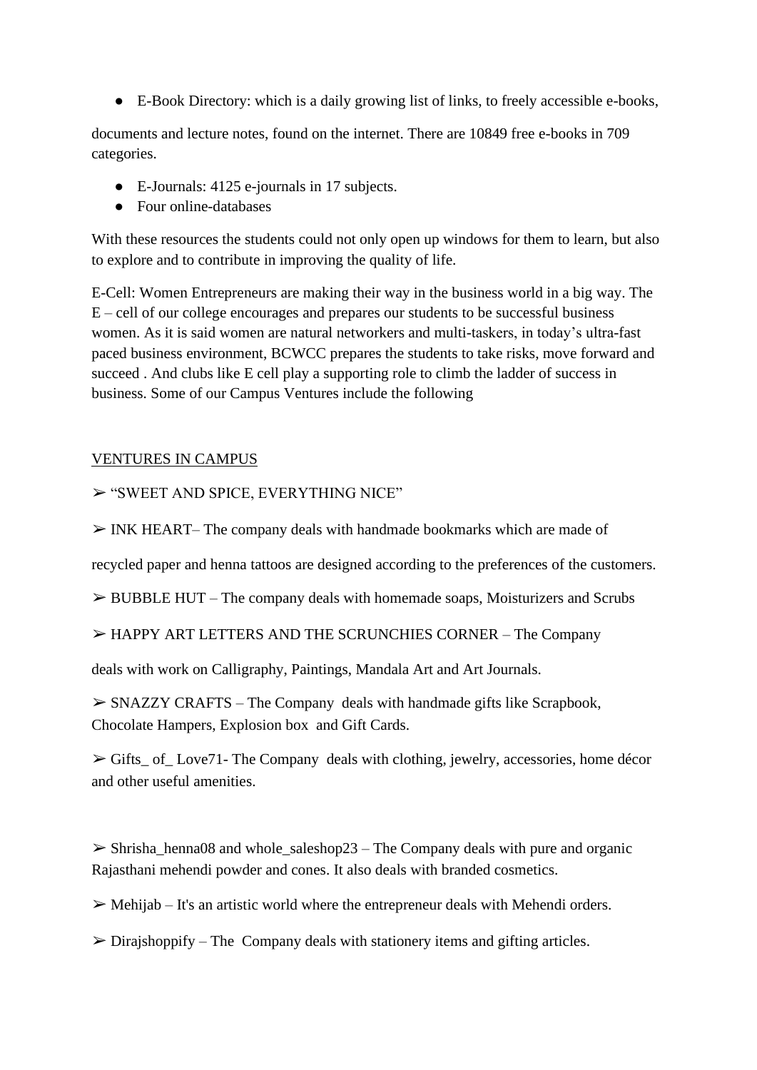- E-Book Directory: which is a daily growing list of links, to freely accessible e-books,

documents and lecture notes, found on the internet. There are 10849 free e-books in 709 categories.

- E-Journals: 4125 e-journals in 17 subjects.
- Four online-databases

With these resources the students could not only open up windows for them to learn, but also to explore and to contribute in improving the quality of life.

E-Cell: Women Entrepreneurs are making their way in the business world in a big way. The E – cell of our college encourages and prepares our students to be successful business women. As it is said women are natural networkers and multi-taskers, in today's ultra-fast paced business environment, BCWCC prepares the students to take risks, move forward and succeed . And clubs like E cell play a supporting role to climb the ladder of success in business. Some of our Campus Ventures include the following

<u>VENTURES IN CAMPUS</u>

➢ "SWEET AND SPICE, EVERYTHING NICE"

➢ INK HEART– The company deals with handmade bookmarks which are made of

recycled paper and henna tattoos are designed according to the preferences of the customers.

➢ BUBBLE HUT – The company deals with homemade soaps, Moisturizers and Scrubs

➢ HAPPY ART LETTERS AND THE SCRUNCHIES CORNER – The Company

deals with work on Calligraphy, Paintings, Mandala Art and Art Journals.

➢ SNAZZY CRAFTS – The Company deals with handmade gifts like Scrapbook, Chocolate Hampers, Explosion box and Gift Cards.

➢ Gifts_ of_ Love71- The Company deals with clothing, jewelry, accessories, home décor and other useful amenities.

➢ Shrisha_henna08 and whole_saleshop23 – The Company deals with pure and organic Rajasthani mehendi powder and cones. It also deals with branded cosmetics.

➢ Mehijab – It's an artistic world where the entrepreneur deals with Mehendi orders.

➢ Dirajshoppify – The Company deals with stationery items and gifting articles.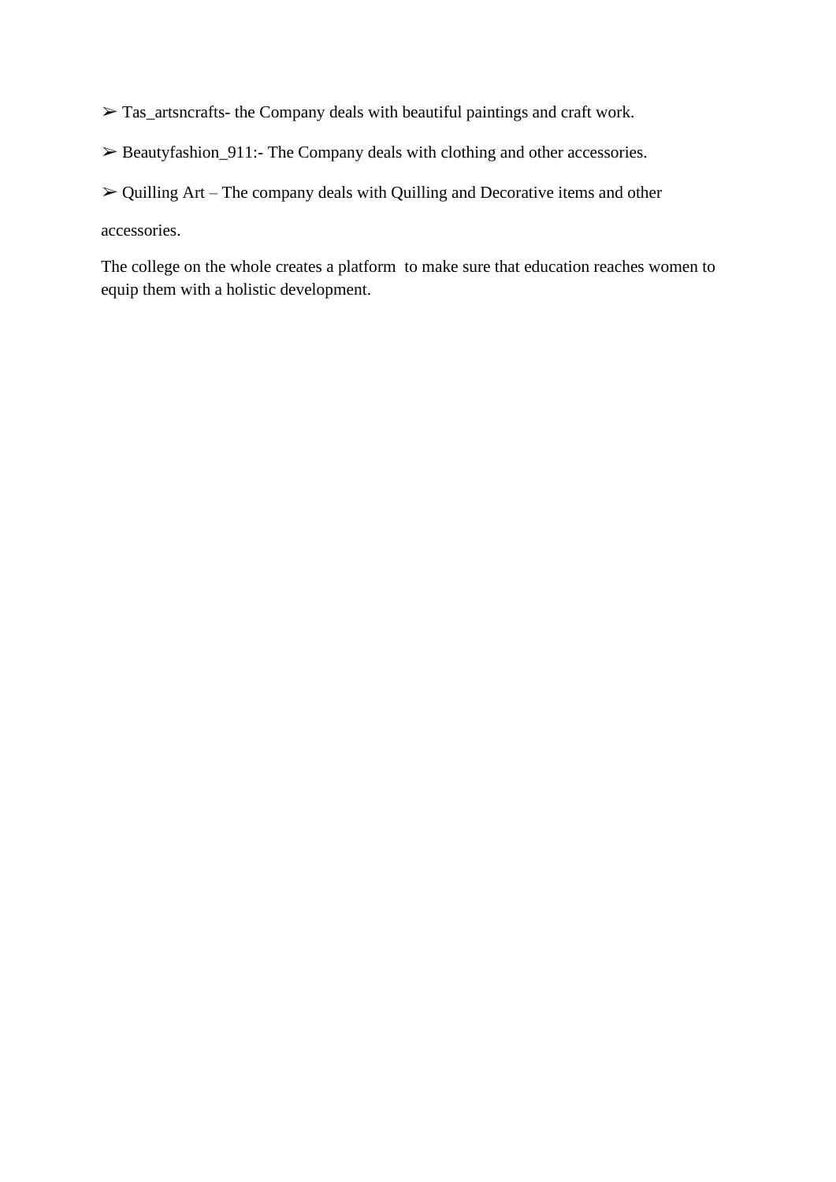➢ Tas_artsncrafts- the Company deals with beautiful paintings and craft work.

➢ Beautyfashion_911:- The Company deals with clothing and other accessories.

➢ Quilling Art – The company deals with Quilling and Decorative items and other accessories.

The college on the whole creates a platform to make sure that education reaches women to equip them with a holistic development.